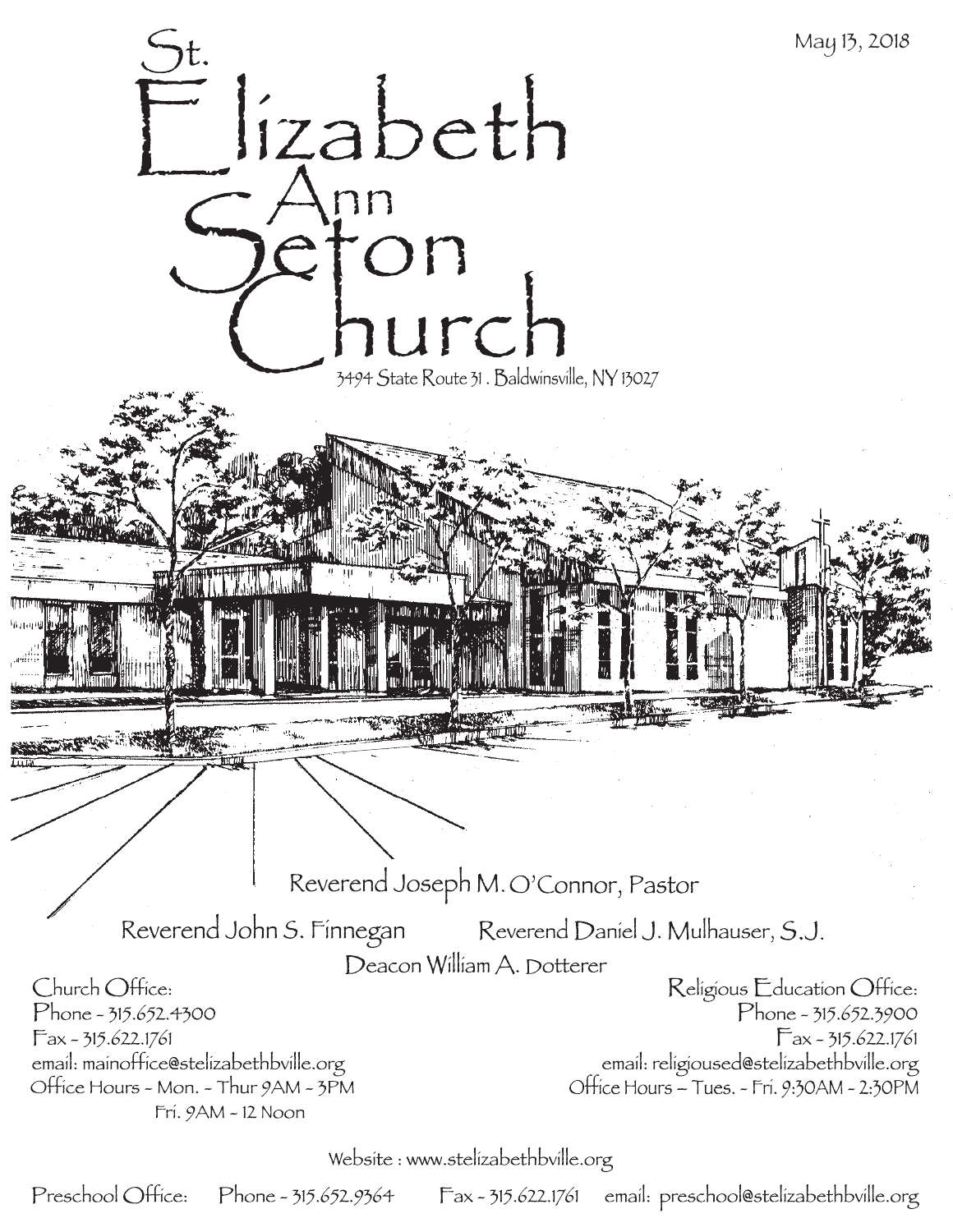May 13, 2018

# St. Elizabeth Ann Seton Church

3494 State Route 31 . Baldwinsville, NY 13027

Reverend Joseph M. O'Connor, Pastor

Reverend John S. Finnegan    Reverend Daniel J. Mulhauser, S.J.

Deacon William A. Dotterer

Church Office:
Phone - 315.652.4300
Fax - 315.622.1761
email: mainoffice@stelizabethbville.org
Office Hours - Mon. - Thur 9AM - 3PM
Fri. 9AM - 12 Noon

Religious Education Office:
Phone - 315.652.3900
Fax - 315.622.1761
email: religioused@stelizabethbville.org
Office Hours -- Tues. - Fri. 9:30AM - 2:30PM

Website : www.stelizabethbville.org

Preschool Office: Phone - 315.652.9364 Fax - 315.622.1761 email: preschool@stelizabethbville.org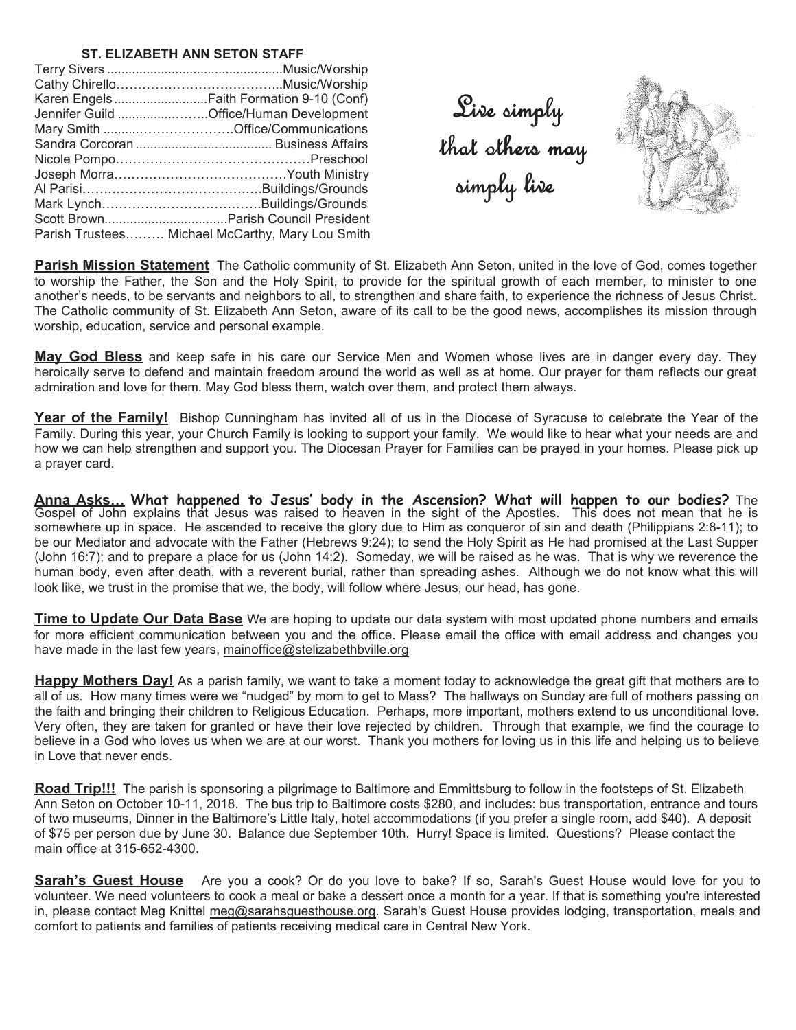### ST. ELIZABETH ANN SETON STAFF

| | |
|---|---|
| Terry Sivers | Music/Worship |
| Cathy Chirello | Music/Worship |
| Karen Engels | Faith Formation 9-10 (Conf) |
| Jennifer Guild | Office/Human Development |
| Mary Smith | Office/Communications |
| Sandra Corcoran | Business Affairs |
| Nicole Pompo | Preschool |
| Joseph Morra | Youth Ministry |
| Al Parisi | Buildings/Grounds |
| Mark Lynch | Buildings/Grounds |
| Scott Brown | Parish Council President |
| Parish Trustees | Michael McCarthy, Mary Lou Smith |

*Live simply that others may simply live*

**Parish Mission Statement** The Catholic community of St. Elizabeth Ann Seton, united in the love of God, comes together to worship the Father, the Son and the Holy Spirit, to provide for the spiritual growth of each member, to minister to one another's needs, to be servants and neighbors to all, to strengthen and share faith, to experience the richness of Jesus Christ. The Catholic community of St. Elizabeth Ann Seton, aware of its call to be the good news, accomplishes its mission through worship, education, service and personal example.

**May God Bless** and keep safe in his care our Service Men and Women whose lives are in danger every day. They heroically serve to defend and maintain freedom around the world as well as at home. Our prayer for them reflects our great admiration and love for them. May God bless them, watch over them, and protect them always.

**Year of the Family!** Bishop Cunningham has invited all of us in the Diocese of Syracuse to celebrate the Year of the Family. During this year, your Church Family is looking to support your family. We would like to hear what your needs are and how we can help strengthen and support you. The Diocesan Prayer for Families can be prayed in your homes. Please pick up a prayer card.

**Anna Asks… What happened to Jesus' body in the Ascension? What will happen to our bodies?** The Gospel of John explains that Jesus was raised to heaven in the sight of the Apostles. This does not mean that he is somewhere up in space. He ascended to receive the glory due to Him as conqueror of sin and death (Philippians 2:8-11); to be our Mediator and advocate with the Father (Hebrews 9:24); to send the Holy Spirit as He had promised at the Last Supper (John 16:7); and to prepare a place for us (John 14:2). Someday, we will be raised as he was. That is why we reverence the human body, even after death, with a reverent burial, rather than spreading ashes. Although we do not know what this will look like, we trust in the promise that we, the body, will follow where Jesus, our head, has gone.

**Time to Update Our Data Base** We are hoping to update our data system with most updated phone numbers and emails for more efficient communication between you and the office. Please email the office with email address and changes you have made in the last few years, mainoffice@stelizabethbville.org

**Happy Mothers Day!** As a parish family, we want to take a moment today to acknowledge the great gift that mothers are to all of us. How many times were we "nudged" by mom to get to Mass? The hallways on Sunday are full of mothers passing on the faith and bringing their children to Religious Education. Perhaps, more important, mothers extend to us unconditional love. Very often, they are taken for granted or have their love rejected by children. Through that example, we find the courage to believe in a God who loves us when we are at our worst. Thank you mothers for loving us in this life and helping us to believe in Love that never ends.

**Road Trip!!!** The parish is sponsoring a pilgrimage to Baltimore and Emmittsburg to follow in the footsteps of St. Elizabeth Ann Seton on October 10-11, 2018. The bus trip to Baltimore costs $280, and includes: bus transportation, entrance and tours of two museums, Dinner in the Baltimore's Little Italy, hotel accommodations (if you prefer a single room, add $40). A deposit of $75 per person due by June 30. Balance due September 10th. Hurry! Space is limited. Questions? Please contact the main office at 315-652-4300.

**Sarah's Guest House** Are you a cook? Or do you love to bake? If so, Sarah's Guest House would love for you to volunteer. We need volunteers to cook a meal or bake a dessert once a month for a year. If that is something you're interested in, please contact Meg Knittel meg@sarahsguesthouse.org. Sarah's Guest House provides lodging, transportation, meals and comfort to patients and families of patients receiving medical care in Central New York.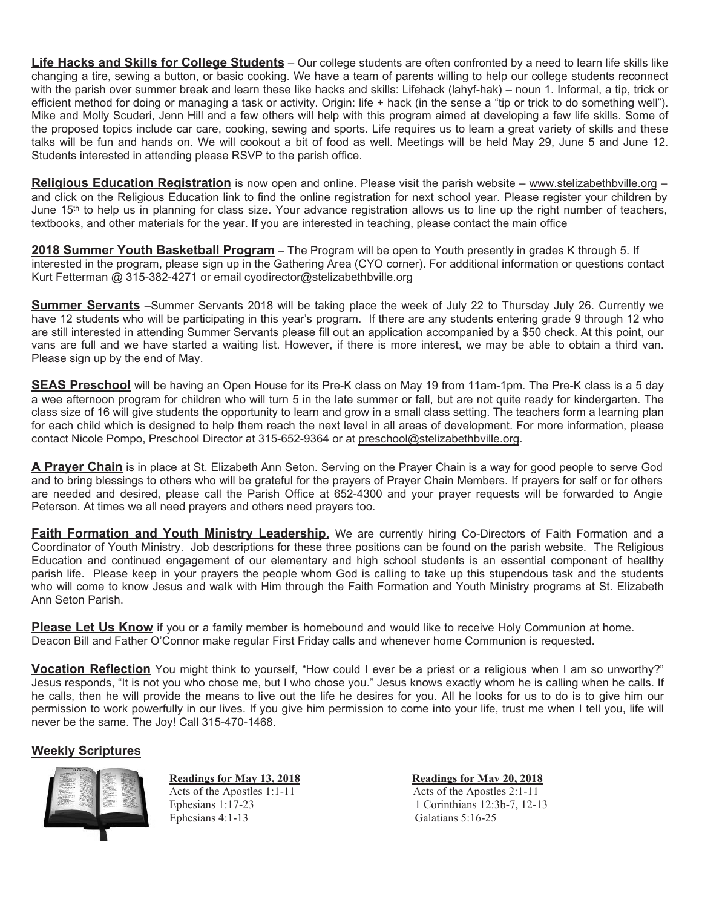**Life Hacks and Skills for College Students** – Our college students are often confronted by a need to learn life skills like changing a tire, sewing a button, or basic cooking. We have a team of parents willing to help our college students reconnect with the parish over summer break and learn these like hacks and skills: Lifehack (lahyf-hak) – noun 1. Informal, a tip, trick or efficient method for doing or managing a task or activity. Origin: life + hack (in the sense a "tip or trick to do something well"). Mike and Molly Scuderi, Jenn Hill and a few others will help with this program aimed at developing a few life skills. Some of the proposed topics include car care, cooking, sewing and sports. Life requires us to learn a great variety of skills and these talks will be fun and hands on. We will cookout a bit of food as well. Meetings will be held May 29, June 5 and June 12. Students interested in attending please RSVP to the parish office.

**Religious Education Registration** is now open and online. Please visit the parish website – www.stelizabethbville.org – and click on the Religious Education link to find the online registration for next school year. Please register your children by June 15th to help us in planning for class size. Your advance registration allows us to line up the right number of teachers, textbooks, and other materials for the year. If you are interested in teaching, please contact the main office

**2018 Summer Youth Basketball Program** – The Program will be open to Youth presently in grades K through 5. If interested in the program, please sign up in the Gathering Area (CYO corner). For additional information or questions contact Kurt Fetterman @ 315-382-4271 or email cyodirector@stelizabethbville.org

**Summer Servants** –Summer Servants 2018 will be taking place the week of July 22 to Thursday July 26. Currently we have 12 students who will be participating in this year's program. If there are any students entering grade 9 through 12 who are still interested in attending Summer Servants please fill out an application accompanied by a $50 check. At this point, our vans are full and we have started a waiting list. However, if there is more interest, we may be able to obtain a third van. Please sign up by the end of May.

**SEAS Preschool** will be having an Open House for its Pre-K class on May 19 from 11am-1pm. The Pre-K class is a 5 day a wee afternoon program for children who will turn 5 in the late summer or fall, but are not quite ready for kindergarten. The class size of 16 will give students the opportunity to learn and grow in a small class setting. The teachers form a learning plan for each child which is designed to help them reach the next level in all areas of development. For more information, please contact Nicole Pompo, Preschool Director at 315-652-9364 or at preschool@stelizabethbville.org.

**A Prayer Chain** is in place at St. Elizabeth Ann Seton. Serving on the Prayer Chain is a way for good people to serve God and to bring blessings to others who will be grateful for the prayers of Prayer Chain Members. If prayers for self or for others are needed and desired, please call the Parish Office at 652-4300 and your prayer requests will be forwarded to Angie Peterson. At times we all need prayers and others need prayers too.

**Faith Formation and Youth Ministry Leadership.** We are currently hiring Co-Directors of Faith Formation and a Coordinator of Youth Ministry. Job descriptions for these three positions can be found on the parish website. The Religious Education and continued engagement of our elementary and high school students is an essential component of healthy parish life. Please keep in your prayers the people whom God is calling to take up this stupendous task and the students who will come to know Jesus and walk with Him through the Faith Formation and Youth Ministry programs at St. Elizabeth Ann Seton Parish.

**Please Let Us Know** if you or a family member is homebound and would like to receive Holy Communion at home. Deacon Bill and Father O'Connor make regular First Friday calls and whenever home Communion is requested.

**Vocation Reflection** You might think to yourself, "How could I ever be a priest or a religious when I am so unworthy?" Jesus responds, "It is not you who chose me, but I who chose you." Jesus knows exactly whom he is calling when he calls. If he calls, then he will provide the means to live out the life he desires for you. All he looks for us to do is to give him our permission to work powerfully in our lives. If you give him permission to come into your life, trust me when I tell you, life will never be the same. The Joy! Call 315-470-1468.

## Weekly Scriptures

**Readings for May 13, 2018**
Acts of the Apostles 1:1-11
Ephesians 1:17-23
Ephesians 4:1-13

**Readings for May 20, 2018**
Acts of the Apostles 2:1-11
1 Corinthians 12:3b-7, 12-13
Galatians 5:16-25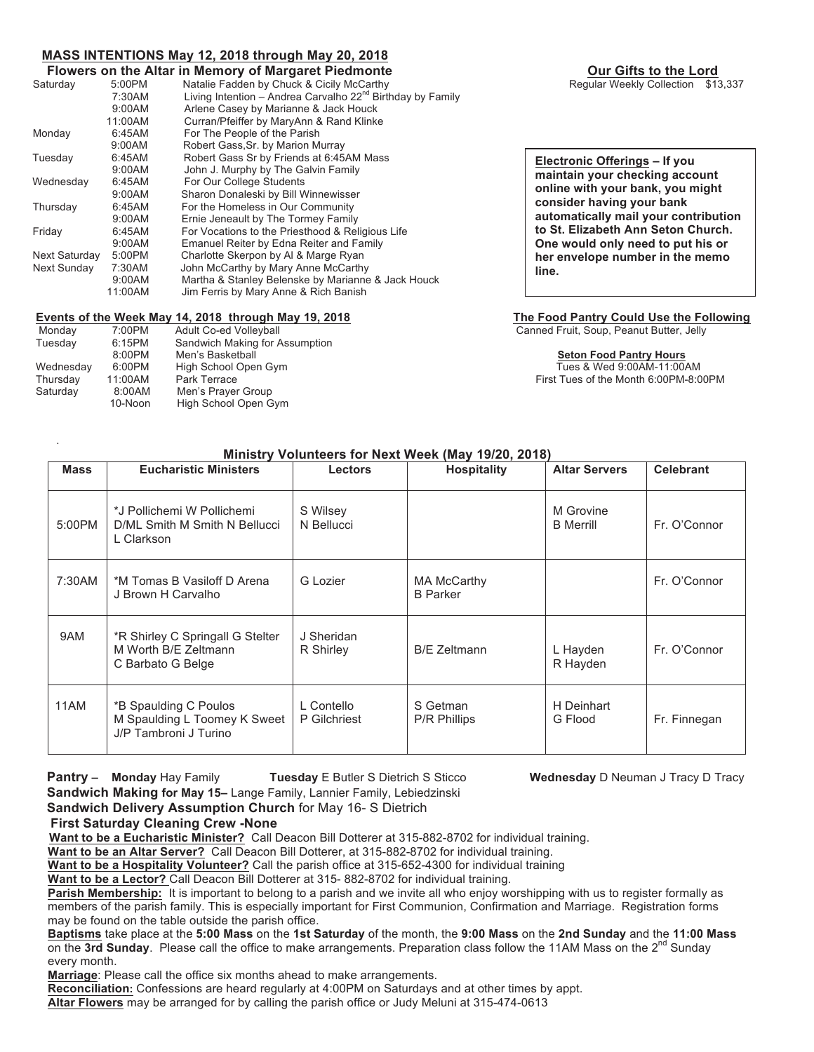## MASS INTENTIONS May 12, 2018 through May 20, 2018

### Flowers on the Altar in Memory of Margaret Piedmonte

| | | |
|---|---|---|
| Saturday | 5:00PM | Natalie Fadden by Chuck & Cicily McCarthy |
| | 7:30AM | Living Intention – Andrea Carvalho 22nd Birthday by Family |
| | 9:00AM | Arlene Casey by Marianne & Jack Houck |
| | 11:00AM | Curran/Pfeiffer by MaryAnn & Rand Klinke |
| Monday | 6:45AM | For The People of the Parish |
| | 9:00AM | Robert Gass,Sr. by Marion Murray |
| Tuesday | 6:45AM | Robert Gass Sr by Friends at 6:45AM Mass |
| | 9:00AM | John J. Murphy by The Galvin Family |
| Wednesday | 6:45AM | For Our College Students |
| | 9:00AM | Sharon Donaleski by Bill Winnewisser |
| Thursday | 6:45AM | For the Homeless in Our Community |
| | 9:00AM | Ernie Jeneault by The Tormey Family |
| Friday | 6:45AM | For Vocations to the Priesthood & Religious Life |
| | 9:00AM | Emanuel Reiter by Edna Reiter and Family |
| Next Saturday | 5:00PM | Charlotte Skerpon by Al & Marge Ryan |
| Next Sunday | 7:30AM | John McCarthy by Mary Anne McCarthy |
| | 9:00AM | Martha & Stanley Belenske by Marianne & Jack Houck |
| | 11:00AM | Jim Ferris by Mary Anne & Rich Banish |

## Our Gifts to the Lord

Regular Weekly Collection $13,337

**Electronic Offerings – If you maintain your checking account online with your bank, you might consider having your bank automatically mail your contribution to St. Elizabeth Ann Seton Church. One would only need to put his or her envelope number in the memo line.**

## Events of the Week May 14, 2018 through May 19, 2018

| | | |
|---|---|---|
| Monday | 7:00PM | Adult Co-ed Volleyball |
| Tuesday | 6:15PM | Sandwich Making for Assumption |
| | 8:00PM | Men's Basketball |
| Wednesday | 6:00PM | High School Open Gym |
| Thursday | 11:00AM | Park Terrace |
| Saturday | 8:00AM | Men's Prayer Group |
| | 10-Noon | High School Open Gym |

## The Food Pantry Could Use the Following

Canned Fruit, Soup, Peanut Butter, Jelly

**Seton Food Pantry Hours**

Tues & Wed 9:00AM-11:00AM
First Tues of the Month 6:00PM-8:00PM

## Ministry Volunteers for Next Week (May 19/20, 2018)

| Mass | Eucharistic Ministers | Lectors | Hospitality | Altar Servers | Celebrant |
|---|---|---|---|---|---|
| 5:00PM | *J Pollichemi W Pollichemi D/ML Smith M Smith N Bellucci L Clarkson | S Wilsey N Bellucci | | M Grovine B Merrill | Fr. O'Connor |
| 7:30AM | *M Tomas B Vasiloff D Arena J Brown H Carvalho | G Lozier | MA McCarthy B Parker | | Fr. O'Connor |
| 9AM | *R Shirley C Springall G Stelter M Worth B/E Zeltmann C Barbato G Belge | J Sheridan R Shirley | B/E Zeltmann | L Hayden R Hayden | Fr. O'Connor |
| 11AM | *B Spaulding C Poulos M Spaulding L Toomey K Sweet J/P Tambroni J Turino | L Contello P Gilchriest | S Getman P/R Phillips | H Deinhart G Flood | Fr. Finnegan |

**Pantry – Monday** Hay Family **Tuesday** E Butler S Dietrich S Sticco **Wednesday** D Neuman J Tracy D Tracy

**Sandwich Making for May 15–** Lange Family, Lannier Family, Lebiedzinski

**Sandwich Delivery Assumption Church** for May 16- S Dietrich

**First Saturday Cleaning Crew -None**

**Want to be a Eucharistic Minister?** Call Deacon Bill Dotterer at 315-882-8702 for individual training.

**Want to be an Altar Server?** Call Deacon Bill Dotterer, at 315-882-8702 for individual training.

**Want to be a Hospitality Volunteer?** Call the parish office at 315-652-4300 for individual training

**Want to be a Lector?** Call Deacon Bill Dotterer at 315- 882-8702 for individual training.

**Parish Membership:** It is important to belong to a parish and we invite all who enjoy worshipping with us to register formally as members of the parish family. This is especially important for First Communion, Confirmation and Marriage. Registration forms may be found on the table outside the parish office.

**Baptisms** take place at the **5:00 Mass** on the **1st Saturday** of the month, the **9:00 Mass** on the **2nd Sunday** and the **11:00 Mass** on the **3rd Sunday**. Please call the office to make arrangements. Preparation class follow the 11AM Mass on the 2nd Sunday every month.

**Marriage**: Please call the office six months ahead to make arrangements.

**Reconciliation:** Confessions are heard regularly at 4:00PM on Saturdays and at other times by appt.

**Altar Flowers** may be arranged for by calling the parish office or Judy Meluni at 315-474-0613